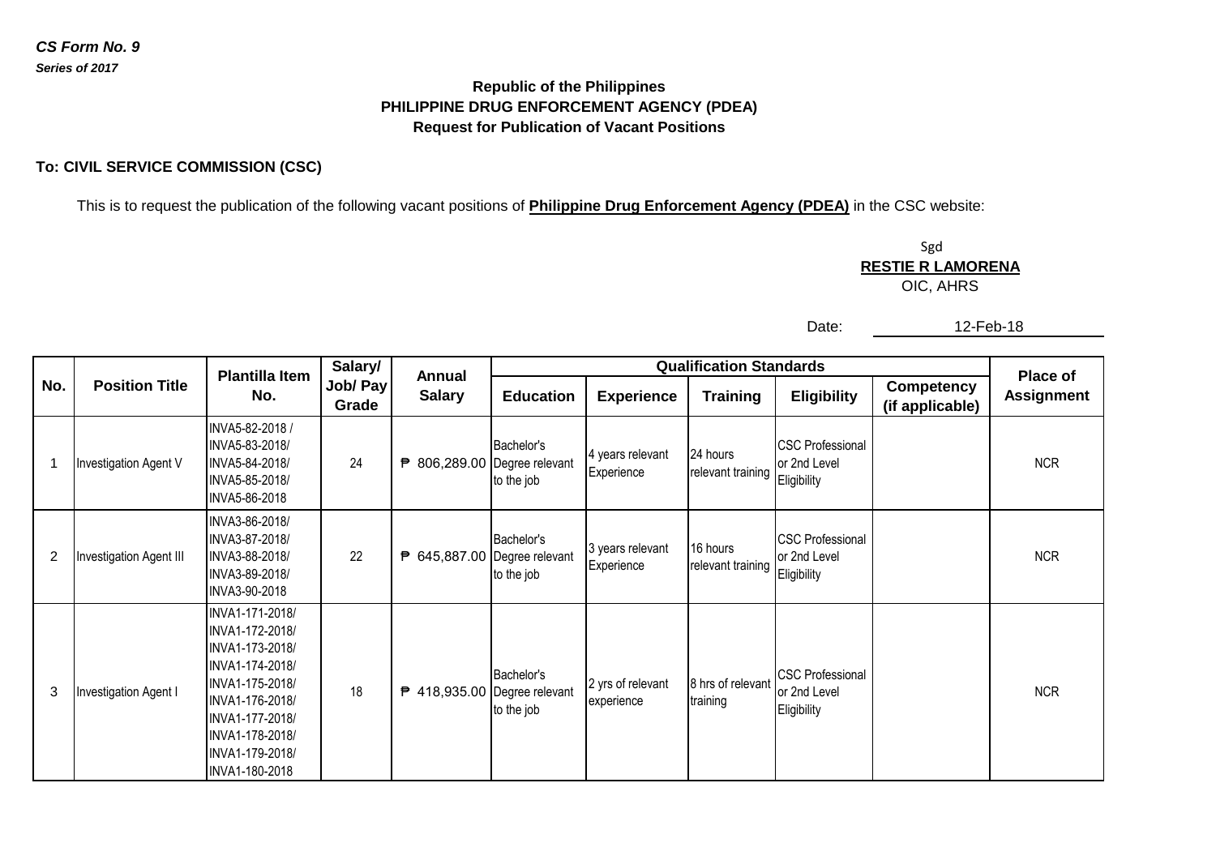*CS Form No. 9*
***Series of 2017***

**Republic of the Philippines**
**PHILIPPINE DRUG ENFORCEMENT AGENCY (PDEA)**
**Request for Publication of Vacant Positions**

**To: CIVIL SERVICE COMMISSION (CSC)**

This is to request the publication of the following vacant positions of **Philippine Drug Enforcement Agency (PDEA)** in the CSC website:

Sgd
**RESTIE R LAMORENA**
OIC, AHRS

Date: 12-Feb-18

| No. | Position Title | Plantilla Item No. | Salary/ Job/ Pay Grade | Annual Salary | Qualification Standards | | | | | Place of Assignment |
|---|---|---|---|---|---|---|---|---|---|---|
| | | | | | Education | Experience | Training | Eligibility | Competency (if applicable) | |
| 1 | Investigation Agent V | INVA5-82-2018 / INVA5-83-2018/ INVA5-84-2018/ INVA5-85-2018/ INVA5-86-2018 | 24 | ₱ 806,289.00 | Bachelor's Degree relevant to the job | 4 years relevant Experience | 24 hours relevant training | CSC Professional or 2nd Level Eligibility | | NCR |
| 2 | Investigation Agent III | INVA3-86-2018/ INVA3-87-2018/ INVA3-88-2018/ INVA3-89-2018/ INVA3-90-2018 | 22 | ₱ 645,887.00 | Bachelor's Degree relevant to the job | 3 years relevant Experience | 16 hours relevant training | CSC Professional or 2nd Level Eligibility | | NCR |
| 3 | Investigation Agent I | INVA1-171-2018/ INVA1-172-2018/ INVA1-173-2018/ INVA1-174-2018/ INVA1-175-2018/ INVA1-176-2018/ INVA1-177-2018/ INVA1-178-2018/ INVA1-179-2018/ INVA1-180-2018 | 18 | ₱ 418,935.00 | Bachelor's Degree relevant to the job | 2 yrs of relevant experience | 8 hrs of relevant training | CSC Professional or 2nd Level Eligibility | | NCR |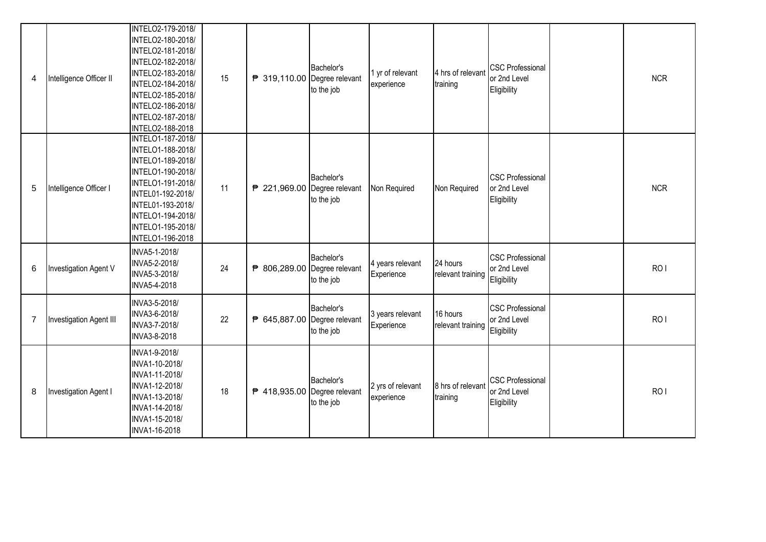| 4 | Intelligence Officer II | INTELO2-179-2018/ INTELO2-180-2018/ INTELO2-181-2018/ INTELO2-182-2018/ INTELO2-183-2018/ INTELO2-184-2018/ INTELO2-185-2018/ INTELO2-186-2018/ INTELO2-187-2018/ INTELO2-188-2018 | 15 | ₱ 319,110.00 | Bachelor's Degree relevant to the job | 1 yr of relevant experience | 4 hrs of relevant training | CSC Professional or 2nd Level Eligibility | | NCR |
|---|---|---|---|---|---|---|---|---|---|---|
| 5 | Intelligence Officer I | INTELO1-187-2018/ INTELO1-188-2018/ INTELO1-189-2018/ INTELO1-190-2018/ INTELO1-191-2018/ INTEL01-192-2018/ INTEL01-193-2018/ INTELO1-194-2018/ INTELO1-195-2018/ INTELO1-196-2018 | 11 | ₱ 221,969.00 | Bachelor's Degree relevant to the job | Non Required | Non Required | CSC Professional or 2nd Level Eligibility | | NCR |
| 6 | Investigation Agent V | INVA5-1-2018/ INVA5-2-2018/ INVA5-3-2018/ INVA5-4-2018 | 24 | ₱ 806,289.00 | Bachelor's Degree relevant to the job | 4 years relevant Experience | 24 hours relevant training | CSC Professional or 2nd Level Eligibility | | RO I |
| 7 | Investigation Agent III | INVA3-5-2018/ INVA3-6-2018/ INVA3-7-2018/ INVA3-8-2018 | 22 | ₱ 645,887.00 | Bachelor's Degree relevant to the job | 3 years relevant Experience | 16 hours relevant training | CSC Professional or 2nd Level Eligibility | | RO I |
| 8 | Investigation Agent I | INVA1-9-2018/ INVA1-10-2018/ INVA1-11-2018/ INVA1-12-2018/ INVA1-13-2018/ INVA1-14-2018/ INVA1-15-2018/ INVA1-16-2018 | 18 | ₱ 418,935.00 | Bachelor's Degree relevant to the job | 2 yrs of relevant experience | 8 hrs of relevant training | CSC Professional or 2nd Level Eligibility | | RO I |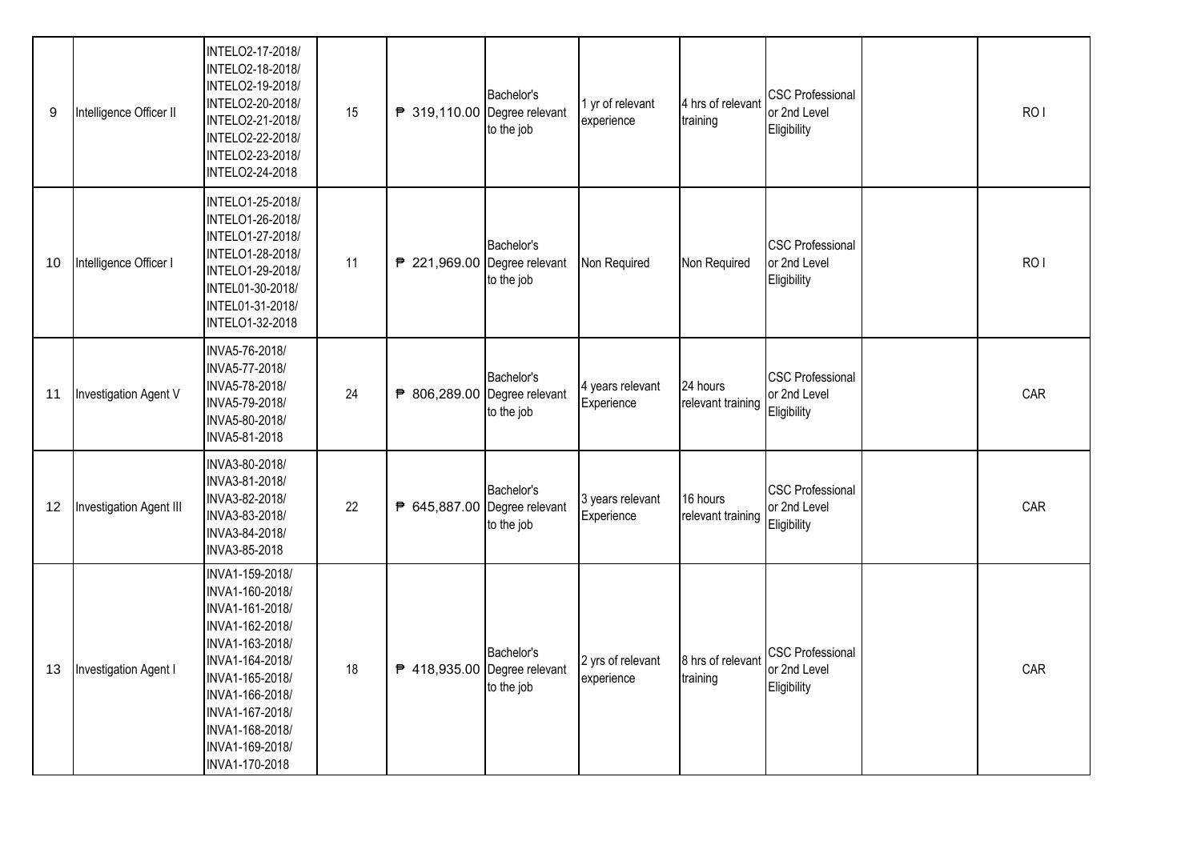| 9 | Intelligence Officer II | INTELO2-17-2018/ INTELO2-18-2018/ INTELO2-19-2018/ INTELO2-20-2018/ INTELO2-21-2018/ INTELO2-22-2018/ INTELO2-23-2018/ INTELO2-24-2018 | 15 | ₱ 319,110.00 | Bachelor's Degree relevant to the job | 1 yr of relevant experience | 4 hrs of relevant training | CSC Professional or 2nd Level Eligibility | | RO I |
|---|---|---|---|---|---|---|---|---|---|---|
| 10 | Intelligence Officer I | INTELO1-25-2018/ INTELO1-26-2018/ INTELO1-27-2018/ INTELO1-28-2018/ INTELO1-29-2018/ INTEL01-30-2018/ INTEL01-31-2018/ INTELO1-32-2018 | 11 | ₱ 221,969.00 | Bachelor's Degree relevant to the job | Non Required | Non Required | CSC Professional or 2nd Level Eligibility | | RO I |
| 11 | Investigation Agent V | INVA5-76-2018/ INVA5-77-2018/ INVA5-78-2018/ INVA5-79-2018/ INVA5-80-2018/ INVA5-81-2018 | 24 | ₱ 806,289.00 | Bachelor's Degree relevant to the job | 4 years relevant Experience | 24 hours relevant training | CSC Professional or 2nd Level Eligibility | | CAR |
| 12 | Investigation Agent III | INVA3-80-2018/ INVA3-81-2018/ INVA3-82-2018/ INVA3-83-2018/ INVA3-84-2018/ INVA3-85-2018 | 22 | ₱ 645,887.00 | Bachelor's Degree relevant to the job | 3 years relevant Experience | 16 hours relevant training | CSC Professional or 2nd Level Eligibility | | CAR |
| 13 | Investigation Agent I | INVA1-159-2018/ INVA1-160-2018/ INVA1-161-2018/ INVA1-162-2018/ INVA1-163-2018/ INVA1-164-2018/ INVA1-165-2018/ INVA1-166-2018/ INVA1-167-2018/ INVA1-168-2018/ INVA1-169-2018/ INVA1-170-2018 | 18 | ₱ 418,935.00 | Bachelor's Degree relevant to the job | 2 yrs of relevant experience | 8 hrs of relevant training | CSC Professional or 2nd Level Eligibility | | CAR |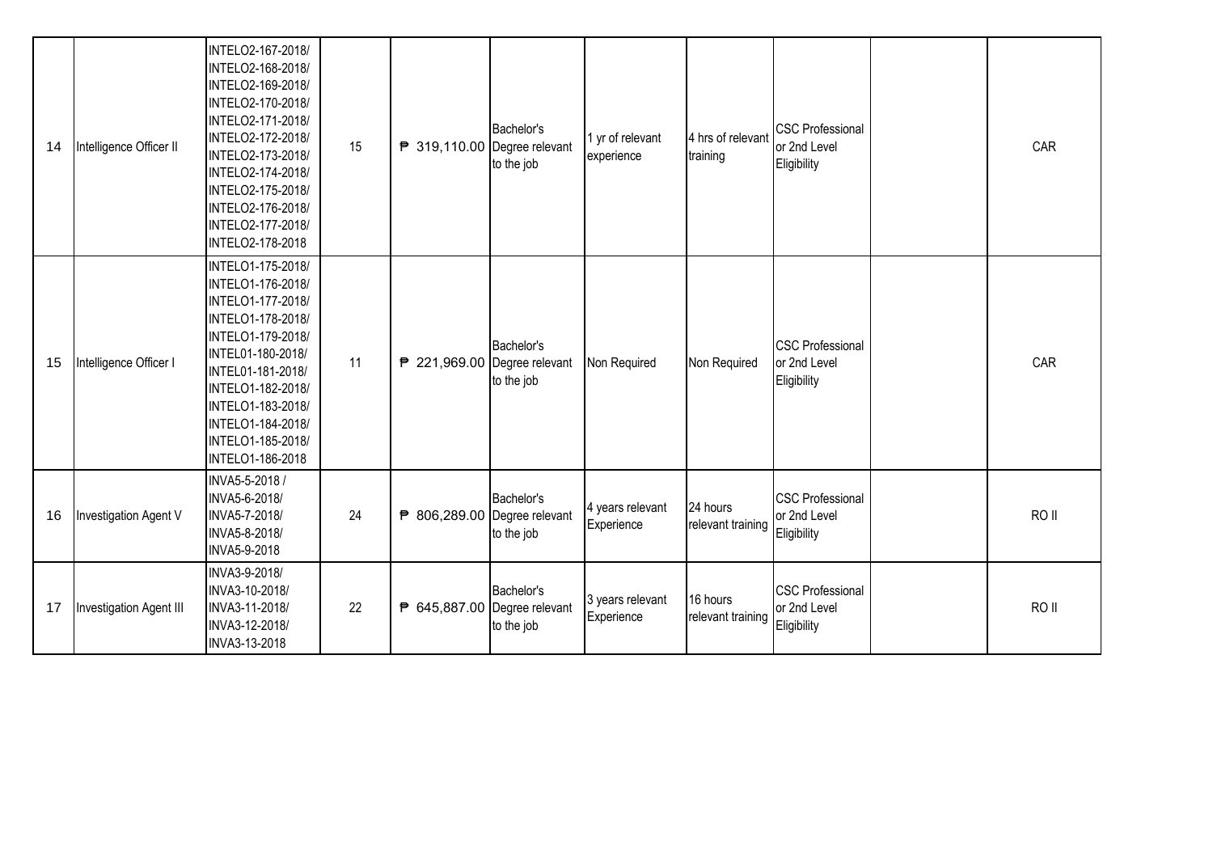| 14 | Intelligence Officer II | INTELO2-167-2018/ INTELO2-168-2018/ INTELO2-169-2018/ INTELO2-170-2018/ INTELO2-171-2018/ INTELO2-172-2018/ INTELO2-173-2018/ INTELO2-174-2018/ INTELO2-175-2018/ INTELO2-176-2018/ INTELO2-177-2018/ INTELO2-178-2018 | 15 | ₱ 319,110.00 | Bachelor's Degree relevant to the job | 1 yr of relevant experience | 4 hrs of relevant training | CSC Professional or 2nd Level Eligibility | | CAR |
|---|---|---|---|---|---|---|---|---|---|---|
| 15 | Intelligence Officer I | INTELO1-175-2018/ INTELO1-176-2018/ INTELO1-177-2018/ INTELO1-178-2018/ INTELO1-179-2018/ INTEL01-180-2018/ INTEL01-181-2018/ INTELO1-182-2018/ INTELO1-183-2018/ INTELO1-184-2018/ INTELO1-185-2018/ INTELO1-186-2018 | 11 | ₱ 221,969.00 | Bachelor's Degree relevant to the job | Non Required | Non Required | CSC Professional or 2nd Level Eligibility | | CAR |
| 16 | Investigation Agent V | INVA5-5-2018 / INVA5-6-2018/ INVA5-7-2018/ INVA5-8-2018/ INVA5-9-2018 | 24 | ₱ 806,289.00 | Bachelor's Degree relevant to the job | 4 years relevant Experience | 24 hours relevant training | CSC Professional or 2nd Level Eligibility | | RO II |
| 17 | Investigation Agent III | INVA3-9-2018/ INVA3-10-2018/ INVA3-11-2018/ INVA3-12-2018/ INVA3-13-2018 | 22 | ₱ 645,887.00 | Bachelor's Degree relevant to the job | 3 years relevant Experience | 16 hours relevant training | CSC Professional or 2nd Level Eligibility | | RO II |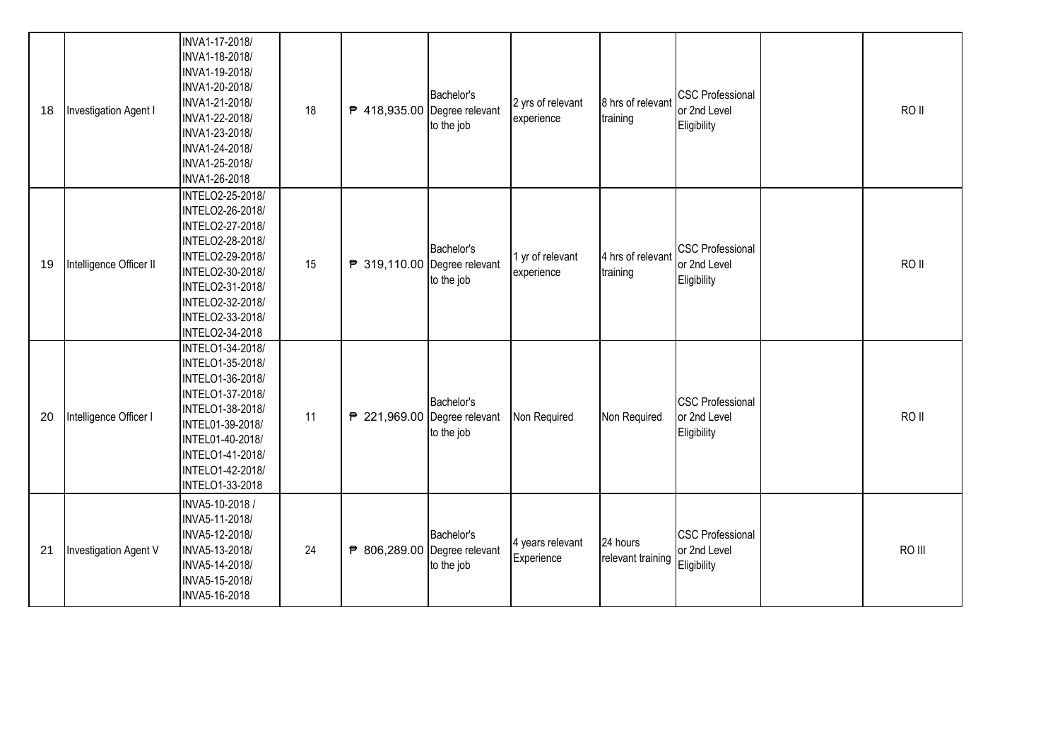| | | | | | | | | | | |
|---|---|---|---|---|---|---|---|---|---|---|
| 18 | Investigation Agent I | INVA1-17-2018/ INVA1-18-2018/ INVA1-19-2018/ INVA1-20-2018/ INVA1-21-2018/ INVA1-22-2018/ INVA1-23-2018/ INVA1-24-2018/ INVA1-25-2018/ INVA1-26-2018 | 18 | ₱ 418,935.00 | Bachelor's Degree relevant to the job | 2 yrs of relevant experience | 8 hrs of relevant training | CSC Professional or 2nd Level Eligibility | | RO II |
| 19 | Intelligence Officer II | INTELO2-25-2018/ INTELO2-26-2018/ INTELO2-27-2018/ INTELO2-28-2018/ INTELO2-29-2018/ INTELO2-30-2018/ INTELO2-31-2018/ INTELO2-32-2018/ INTELO2-33-2018/ INTELO2-34-2018 | 15 | ₱ 319,110.00 | Bachelor's Degree relevant to the job | 1 yr of relevant experience | 4 hrs of relevant training | CSC Professional or 2nd Level Eligibility | | RO II |
| 20 | Intelligence Officer I | INTELO1-34-2018/ INTELO1-35-2018/ INTELO1-36-2018/ INTELO1-37-2018/ INTELO1-38-2018/ INTEL01-39-2018/ INTEL01-40-2018/ INTELO1-41-2018/ INTELO1-42-2018/ INTELO1-33-2018 | 11 | ₱ 221,969.00 | Bachelor's Degree relevant to the job | Non Required | Non Required | CSC Professional or 2nd Level Eligibility | | RO II |
| 21 | Investigation Agent V | INVA5-10-2018 / INVA5-11-2018/ INVA5-12-2018/ INVA5-13-2018/ INVA5-14-2018/ INVA5-15-2018/ INVA5-16-2018 | 24 | ₱ 806,289.00 | Bachelor's Degree relevant to the job | 4 years relevant Experience | 24 hours relevant training | CSC Professional or 2nd Level Eligibility | | RO III |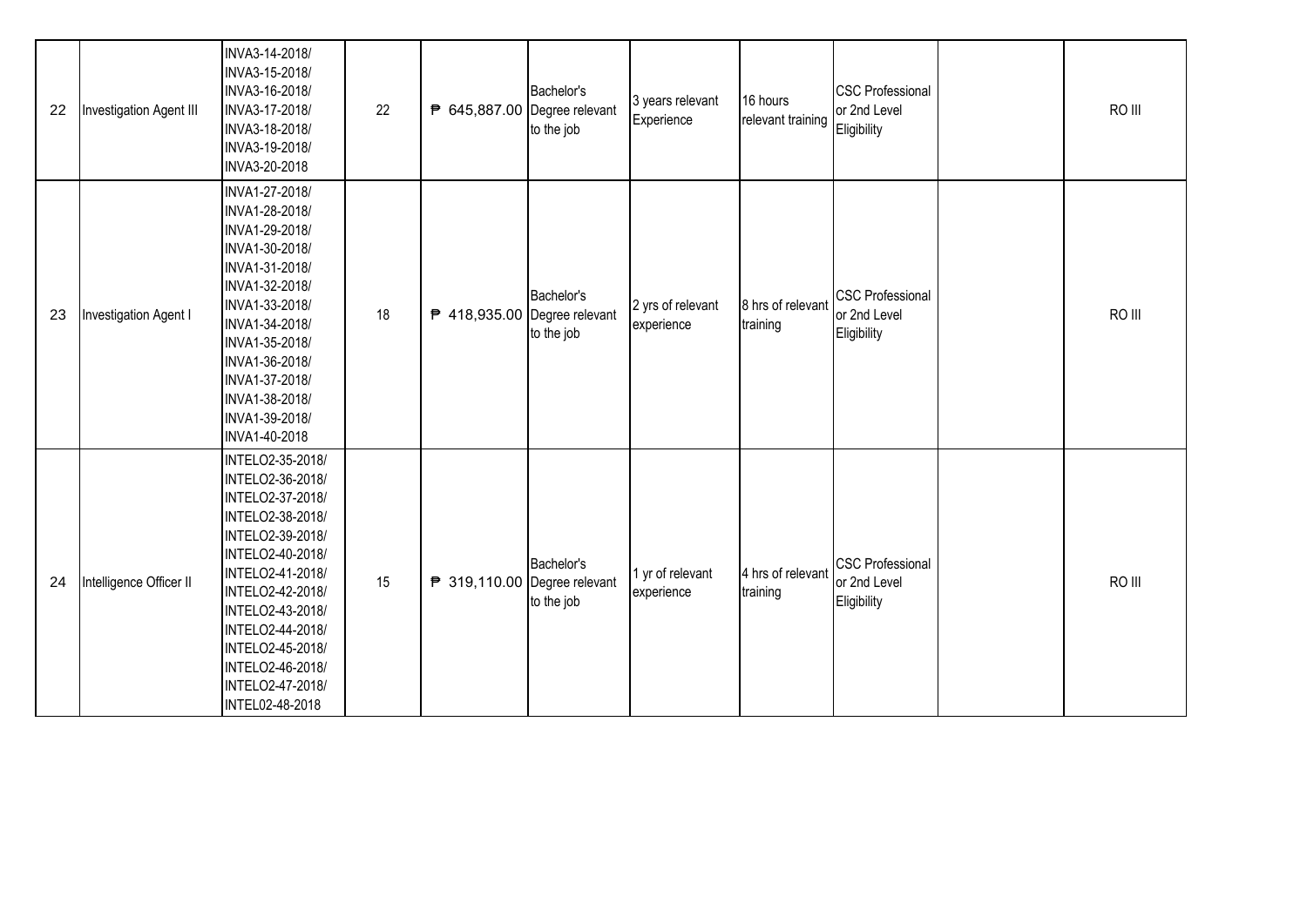| 22 | Investigation Agent III | INVA3-14-2018/ INVA3-15-2018/ INVA3-16-2018/ INVA3-17-2018/ INVA3-18-2018/ INVA3-19-2018/ INVA3-20-2018 | 22 | ₱ 645,887.00 | Bachelor's Degree relevant to the job | 3 years relevant Experience | 16 hours relevant training | CSC Professional or 2nd Level Eligibility | | RO III |
|---|---|---|---|---|---|---|---|---|---|---|
| 23 | Investigation Agent I | INVA1-27-2018/ INVA1-28-2018/ INVA1-29-2018/ INVA1-30-2018/ INVA1-31-2018/ INVA1-32-2018/ INVA1-33-2018/ INVA1-34-2018/ INVA1-35-2018/ INVA1-36-2018/ INVA1-37-2018/ INVA1-38-2018/ INVA1-39-2018/ INVA1-40-2018 | 18 | ₱ 418,935.00 | Bachelor's Degree relevant to the job | 2 yrs of relevant experience | 8 hrs of relevant training | CSC Professional or 2nd Level Eligibility | | RO III |
| 24 | Intelligence Officer II | INTELO2-35-2018/ INTELO2-36-2018/ INTELO2-37-2018/ INTELO2-38-2018/ INTELO2-39-2018/ INTELO2-40-2018/ INTELO2-41-2018/ INTELO2-42-2018/ INTELO2-43-2018/ INTELO2-44-2018/ INTELO2-45-2018/ INTELO2-46-2018/ INTELO2-47-2018/ INTEL02-48-2018 | 15 | ₱ 319,110.00 | Bachelor's Degree relevant to the job | 1 yr of relevant experience | 4 hrs of relevant training | CSC Professional or 2nd Level Eligibility | | RO III |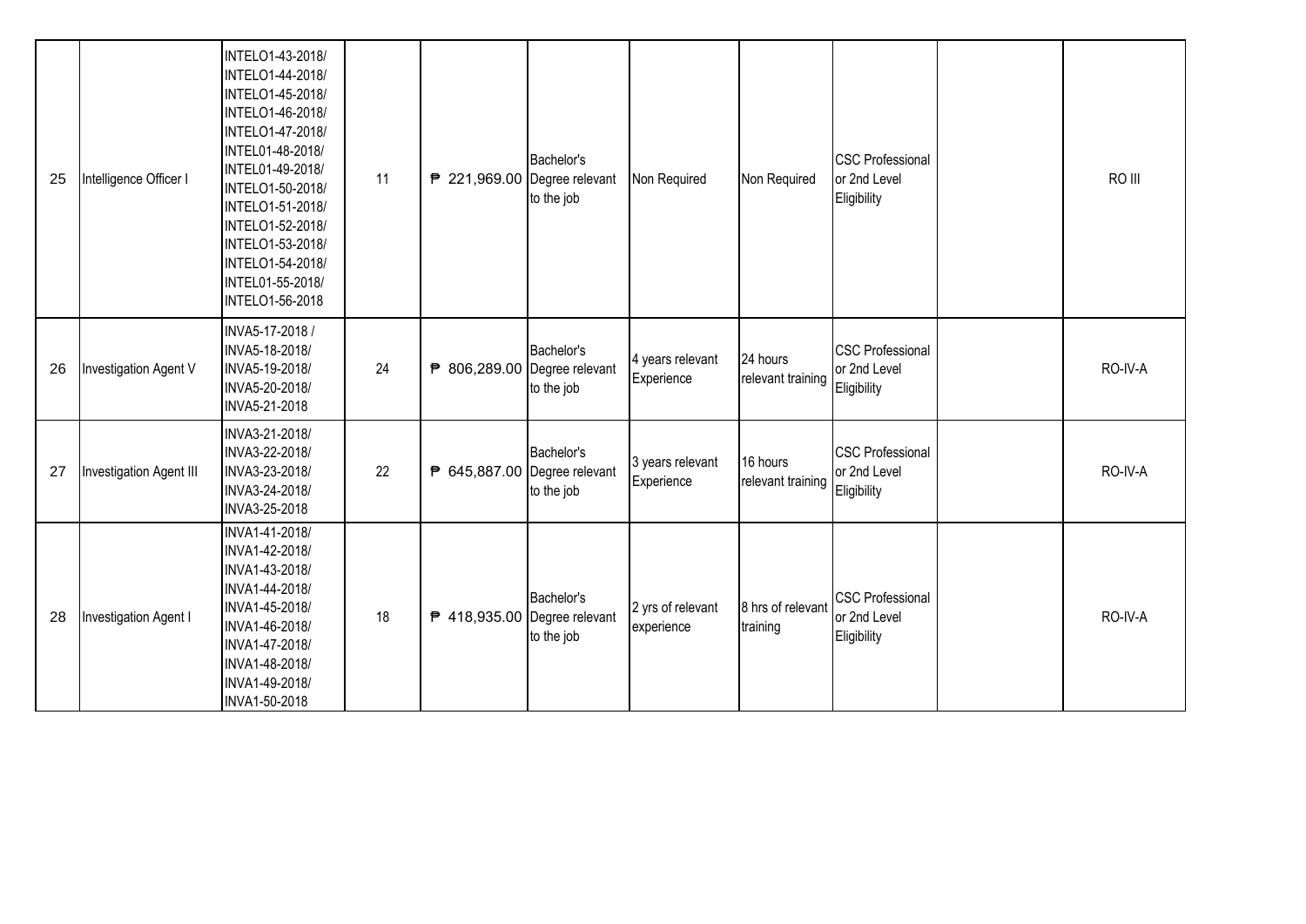| | | | | | | | | | | |
|---|---|---|---|---|---|---|---|---|---|---|
| 25 | Intelligence Officer I | INTELO1-43-2018/ INTELO1-44-2018/ INTELO1-45-2018/ INTELO1-46-2018/ INTELO1-47-2018/ INTEL01-48-2018/ INTEL01-49-2018/ INTELO1-50-2018/ INTELO1-51-2018/ INTELO1-52-2018/ INTELO1-53-2018/ INTELO1-54-2018/ INTEL01-55-2018/ INTELO1-56-2018 | 11 | ₱ 221,969.00 | Bachelor's Degree relevant to the job | Non Required | Non Required | CSC Professional or 2nd Level Eligibility | | RO III |
| 26 | Investigation Agent V | INVA5-17-2018 / INVA5-18-2018/ INVA5-19-2018/ INVA5-20-2018/ INVA5-21-2018 | 24 | ₱ 806,289.00 | Bachelor's Degree relevant to the job | 4 years relevant Experience | 24 hours relevant training | CSC Professional or 2nd Level Eligibility | | RO-IV-A |
| 27 | Investigation Agent III | INVA3-21-2018/ INVA3-22-2018/ INVA3-23-2018/ INVA3-24-2018/ INVA3-25-2018 | 22 | ₱ 645,887.00 | Bachelor's Degree relevant to the job | 3 years relevant Experience | 16 hours relevant training | CSC Professional or 2nd Level Eligibility | | RO-IV-A |
| 28 | Investigation Agent I | INVA1-41-2018/ INVA1-42-2018/ INVA1-43-2018/ INVA1-44-2018/ INVA1-45-2018/ INVA1-46-2018/ INVA1-47-2018/ INVA1-48-2018/ INVA1-49-2018/ INVA1-50-2018 | 18 | ₱ 418,935.00 | Bachelor's Degree relevant to the job | 2 yrs of relevant experience | 8 hrs of relevant training | CSC Professional or 2nd Level Eligibility | | RO-IV-A |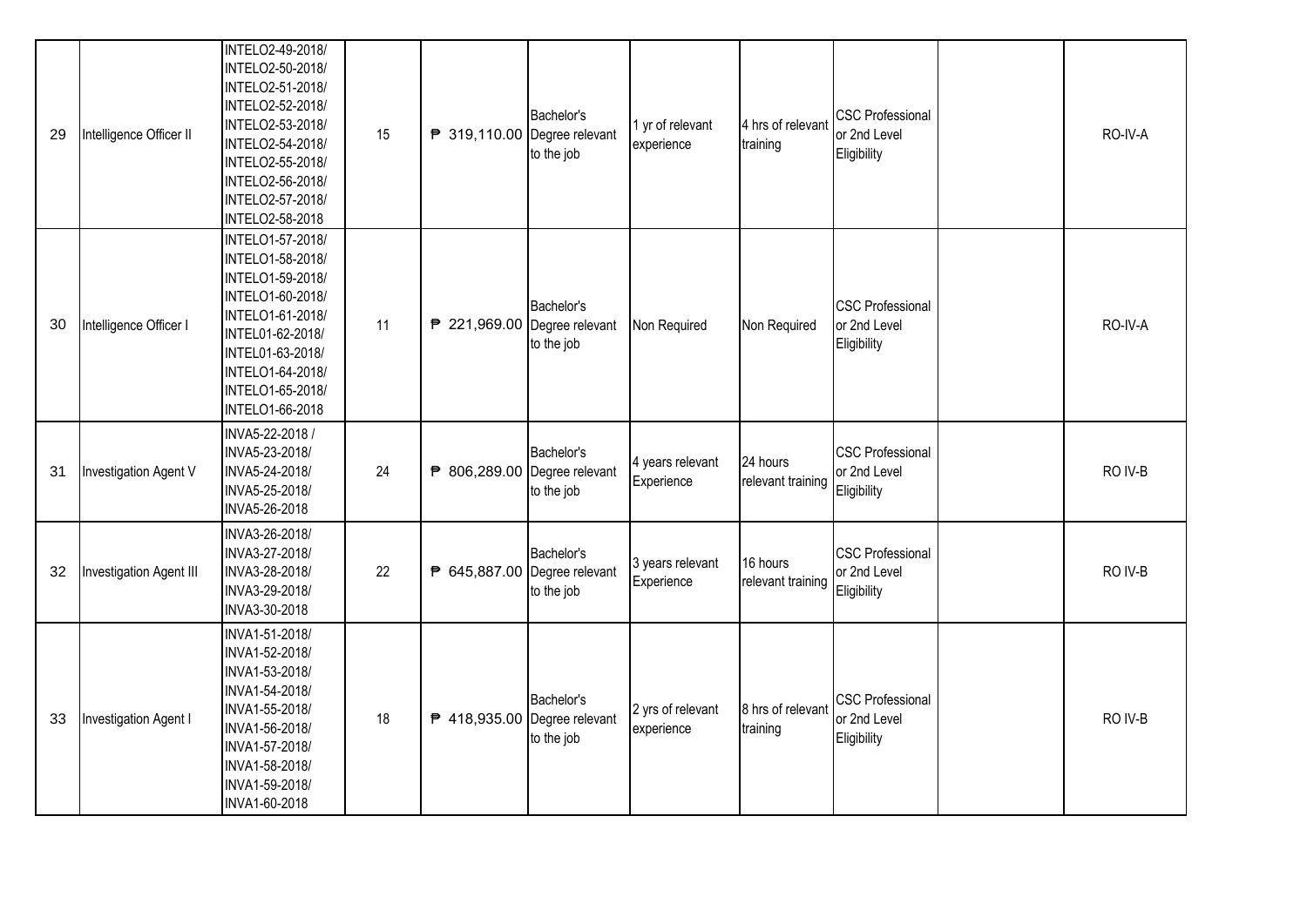| 29 | Intelligence Officer II | INTELO2-49-2018/ INTELO2-50-2018/ INTELO2-51-2018/ INTELO2-52-2018/ INTELO2-53-2018/ INTELO2-54-2018/ INTELO2-55-2018/ INTELO2-56-2018/ INTELO2-57-2018/ INTELO2-58-2018 | 15 | ₱ 319,110.00 | Bachelor's Degree relevant to the job | 1 yr of relevant experience | 4 hrs of relevant training | CSC Professional or 2nd Level Eligibility | | RO-IV-A |
|---|---|---|---|---|---|---|---|---|---|---|
| 30 | Intelligence Officer I | INTELO1-57-2018/ INTELO1-58-2018/ INTELO1-59-2018/ INTELO1-60-2018/ INTELO1-61-2018/ INTEL01-62-2018/ INTEL01-63-2018/ INTELO1-64-2018/ INTELO1-65-2018/ INTELO1-66-2018 | 11 | ₱ 221,969.00 | Bachelor's Degree relevant to the job | Non Required | Non Required | CSC Professional or 2nd Level Eligibility | | RO-IV-A |
| 31 | Investigation Agent V | INVA5-22-2018 / INVA5-23-2018/ INVA5-24-2018/ INVA5-25-2018/ INVA5-26-2018 | 24 | ₱ 806,289.00 | Bachelor's Degree relevant to the job | 4 years relevant Experience | 24 hours relevant training | CSC Professional or 2nd Level Eligibility | | RO IV-B |
| 32 | Investigation Agent III | INVA3-26-2018/ INVA3-27-2018/ INVA3-28-2018/ INVA3-29-2018/ INVA3-30-2018 | 22 | ₱ 645,887.00 | Bachelor's Degree relevant to the job | 3 years relevant Experience | 16 hours relevant training | CSC Professional or 2nd Level Eligibility | | RO IV-B |
| 33 | Investigation Agent I | INVA1-51-2018/ INVA1-52-2018/ INVA1-53-2018/ INVA1-54-2018/ INVA1-55-2018/ INVA1-56-2018/ INVA1-57-2018/ INVA1-58-2018/ INVA1-59-2018/ INVA1-60-2018 | 18 | ₱ 418,935.00 | Bachelor's Degree relevant to the job | 2 yrs of relevant experience | 8 hrs of relevant training | CSC Professional or 2nd Level Eligibility | | RO IV-B |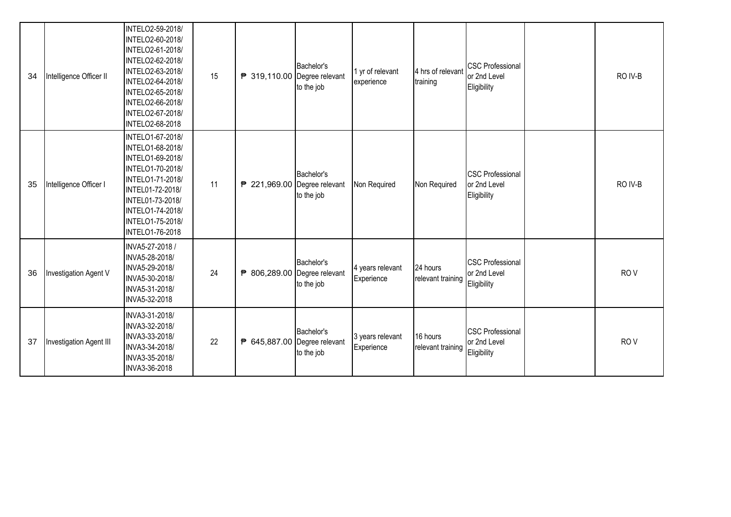| 34 | Intelligence Officer II | INTELO2-59-2018/ INTELO2-60-2018/ INTELO2-61-2018/ INTELO2-62-2018/ INTELO2-63-2018/ INTELO2-64-2018/ INTELO2-65-2018/ INTELO2-66-2018/ INTELO2-67-2018/ INTELO2-68-2018 | 15 | ₱ 319,110.00 | Bachelor's Degree relevant to the job | 1 yr of relevant experience | 4 hrs of relevant training | CSC Professional or 2nd Level Eligibility | | RO IV-B |
|---|---|---|---|---|---|---|---|---|---|---|
| 35 | Intelligence Officer I | INTELO1-67-2018/ INTELO1-68-2018/ INTELO1-69-2018/ INTELO1-70-2018/ INTELO1-71-2018/ INTEL01-72-2018/ INTEL01-73-2018/ INTELO1-74-2018/ INTELO1-75-2018/ INTELO1-76-2018 | 11 | ₱ 221,969.00 | Bachelor's Degree relevant to the job | Non Required | Non Required | CSC Professional or 2nd Level Eligibility | | RO IV-B |
| 36 | Investigation Agent V | INVA5-27-2018 / INVA5-28-2018/ INVA5-29-2018/ INVA5-30-2018/ INVA5-31-2018/ INVA5-32-2018 | 24 | ₱ 806,289.00 | Bachelor's Degree relevant to the job | 4 years relevant Experience | 24 hours relevant training | CSC Professional or 2nd Level Eligibility | | RO V |
| 37 | Investigation Agent III | INVA3-31-2018/ INVA3-32-2018/ INVA3-33-2018/ INVA3-34-2018/ INVA3-35-2018/ INVA3-36-2018 | 22 | ₱ 645,887.00 | Bachelor's Degree relevant to the job | 3 years relevant Experience | 16 hours relevant training | CSC Professional or 2nd Level Eligibility | | RO V |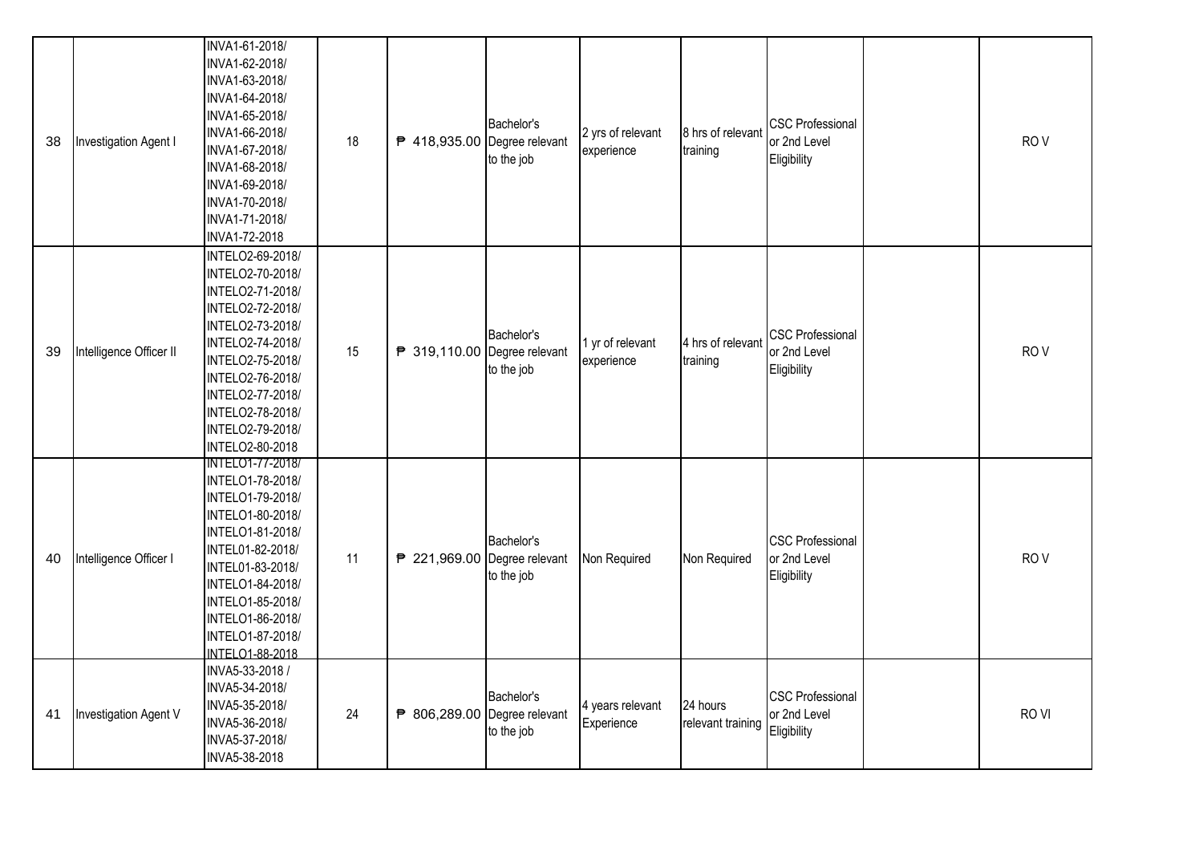| 38 | Investigation Agent I | INVA1-61-2018/ INVA1-62-2018/ INVA1-63-2018/ INVA1-64-2018/ INVA1-65-2018/ INVA1-66-2018/ INVA1-67-2018/ INVA1-68-2018/ INVA1-69-2018/ INVA1-70-2018/ INVA1-71-2018/ INVA1-72-2018 | 18 | ₱ 418,935.00 | Bachelor's Degree relevant to the job | 2 yrs of relevant experience | 8 hrs of relevant training | CSC Professional or 2nd Level Eligibility | | RO V |
|---|---|---|---|---|---|---|---|---|---|---|
| 39 | Intelligence Officer II | INTELO2-69-2018/ INTELO2-70-2018/ INTELO2-71-2018/ INTELO2-72-2018/ INTELO2-73-2018/ INTELO2-74-2018/ INTELO2-75-2018/ INTELO2-76-2018/ INTELO2-77-2018/ INTELO2-78-2018/ INTELO2-79-2018/ INTELO2-80-2018 | 15 | ₱ 319,110.00 | Bachelor's Degree relevant to the job | 1 yr of relevant experience | 4 hrs of relevant training | CSC Professional or 2nd Level Eligibility | | RO V |
| 40 | Intelligence Officer I | INTELO1-77-2018/ INTELO1-78-2018/ INTELO1-79-2018/ INTELO1-80-2018/ INTELO1-81-2018/ INTEL01-82-2018/ INTEL01-83-2018/ INTELO1-84-2018/ INTELO1-85-2018/ INTELO1-86-2018/ INTELO1-87-2018/ INTELO1-88-2018 | 11 | ₱ 221,969.00 | Bachelor's Degree relevant to the job | Non Required | Non Required | CSC Professional or 2nd Level Eligibility | | RO V |
| 41 | Investigation Agent V | INVA5-33-2018 / INVA5-34-2018/ INVA5-35-2018/ INVA5-36-2018/ INVA5-37-2018/ INVA5-38-2018 | 24 | ₱ 806,289.00 | Bachelor's Degree relevant to the job | 4 years relevant Experience | 24 hours relevant training | CSC Professional or 2nd Level Eligibility | | RO VI |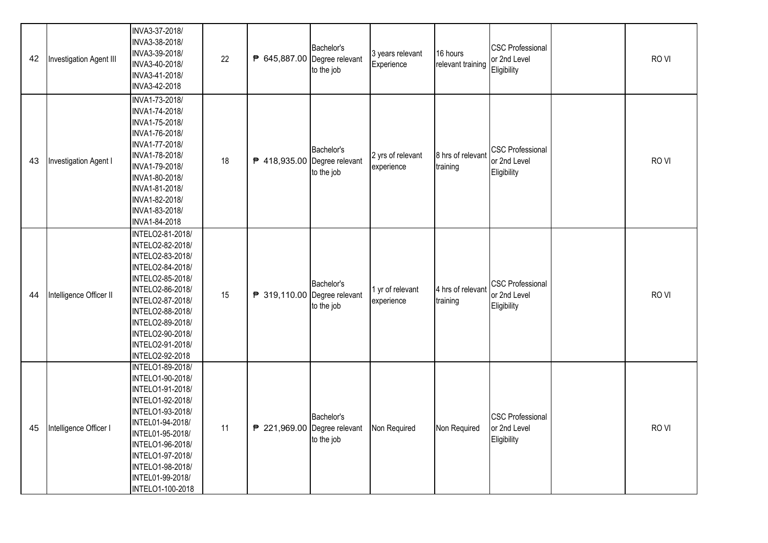| 42 | Investigation Agent III | INVA3-37-2018/ INVA3-38-2018/ INVA3-39-2018/ INVA3-40-2018/ INVA3-41-2018/ INVA3-42-2018 | 22 | ₱ 645,887.00 | Bachelor's Degree relevant to the job | 3 years relevant Experience | 16 hours relevant training | CSC Professional or 2nd Level Eligibility | | RO VI |
|---|---|---|---|---|---|---|---|---|---|---|
| 43 | Investigation Agent I | INVA1-73-2018/ INVA1-74-2018/ INVA1-75-2018/ INVA1-76-2018/ INVA1-77-2018/ INVA1-78-2018/ INVA1-79-2018/ INVA1-80-2018/ INVA1-81-2018/ INVA1-82-2018/ INVA1-83-2018/ INVA1-84-2018 | 18 | ₱ 418,935.00 | Bachelor's Degree relevant to the job | 2 yrs of relevant experience | 8 hrs of relevant training | CSC Professional or 2nd Level Eligibility | | RO VI |
| 44 | Intelligence Officer II | INTELO2-81-2018/ INTELO2-82-2018/ INTELO2-83-2018/ INTELO2-84-2018/ INTELO2-85-2018/ INTELO2-86-2018/ INTELO2-87-2018/ INTELO2-88-2018/ INTELO2-89-2018/ INTELO2-90-2018/ INTELO2-91-2018/ INTELO2-92-2018 | 15 | ₱ 319,110.00 | Bachelor's Degree relevant to the job | 1 yr of relevant experience | 4 hrs of relevant training | CSC Professional or 2nd Level Eligibility | | RO VI |
| 45 | Intelligence Officer I | INTELO1-89-2018/ INTELO1-90-2018/ INTELO1-91-2018/ INTELO1-92-2018/ INTELO1-93-2018/ INTEL01-94-2018/ INTEL01-95-2018/ INTELO1-96-2018/ INTELO1-97-2018/ INTELO1-98-2018/ INTEL01-99-2018/ INTELO1-100-2018 | 11 | ₱ 221,969.00 | Bachelor's Degree relevant to the job | Non Required | Non Required | CSC Professional or 2nd Level Eligibility | | RO VI |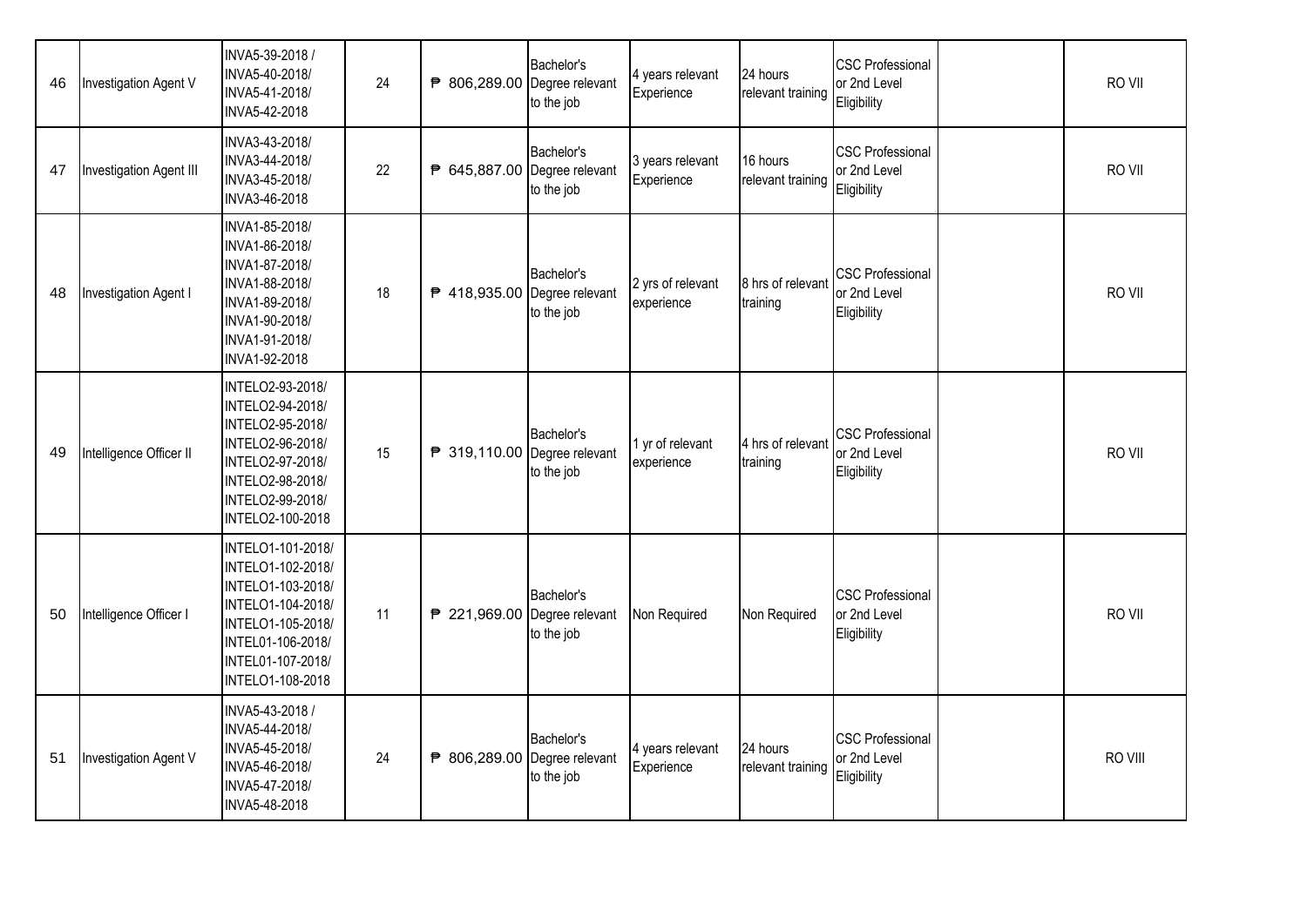| | | | | | | | | | | |
|---|---|---|---|---|---|---|---|---|---|---|
| 46 | Investigation Agent V | INVA5-39-2018 / INVA5-40-2018/ INVA5-41-2018/ INVA5-42-2018 | 24 | ₱ 806,289.00 | Bachelor's Degree relevant to the job | 4 years relevant Experience | 24 hours relevant training | CSC Professional or 2nd Level Eligibility | | RO VII |
| 47 | Investigation Agent III | INVA3-43-2018/ INVA3-44-2018/ INVA3-45-2018/ INVA3-46-2018 | 22 | ₱ 645,887.00 | Bachelor's Degree relevant to the job | 3 years relevant Experience | 16 hours relevant training | CSC Professional or 2nd Level Eligibility | | RO VII |
| 48 | Investigation Agent I | INVA1-85-2018/ INVA1-86-2018/ INVA1-87-2018/ INVA1-88-2018/ INVA1-89-2018/ INVA1-90-2018/ INVA1-91-2018/ INVA1-92-2018 | 18 | ₱ 418,935.00 | Bachelor's Degree relevant to the job | 2 yrs of relevant experience | 8 hrs of relevant training | CSC Professional or 2nd Level Eligibility | | RO VII |
| 49 | Intelligence Officer II | INTELO2-93-2018/ INTELO2-94-2018/ INTELO2-95-2018/ INTELO2-96-2018/ INTELO2-97-2018/ INTELO2-98-2018/ INTELO2-99-2018/ INTELO2-100-2018 | 15 | ₱ 319,110.00 | Bachelor's Degree relevant to the job | 1 yr of relevant experience | 4 hrs of relevant training | CSC Professional or 2nd Level Eligibility | | RO VII |
| 50 | Intelligence Officer I | INTELO1-101-2018/ INTELO1-102-2018/ INTELO1-103-2018/ INTELO1-104-2018/ INTELO1-105-2018/ INTEL01-106-2018/ INTEL01-107-2018/ INTELO1-108-2018 | 11 | ₱ 221,969.00 | Bachelor's Degree relevant to the job | Non Required | Non Required | CSC Professional or 2nd Level Eligibility | | RO VII |
| 51 | Investigation Agent V | INVA5-43-2018 / INVA5-44-2018/ INVA5-45-2018/ INVA5-46-2018/ INVA5-47-2018/ INVA5-48-2018 | 24 | ₱ 806,289.00 | Bachelor's Degree relevant to the job | 4 years relevant Experience | 24 hours relevant training | CSC Professional or 2nd Level Eligibility | | RO VIII |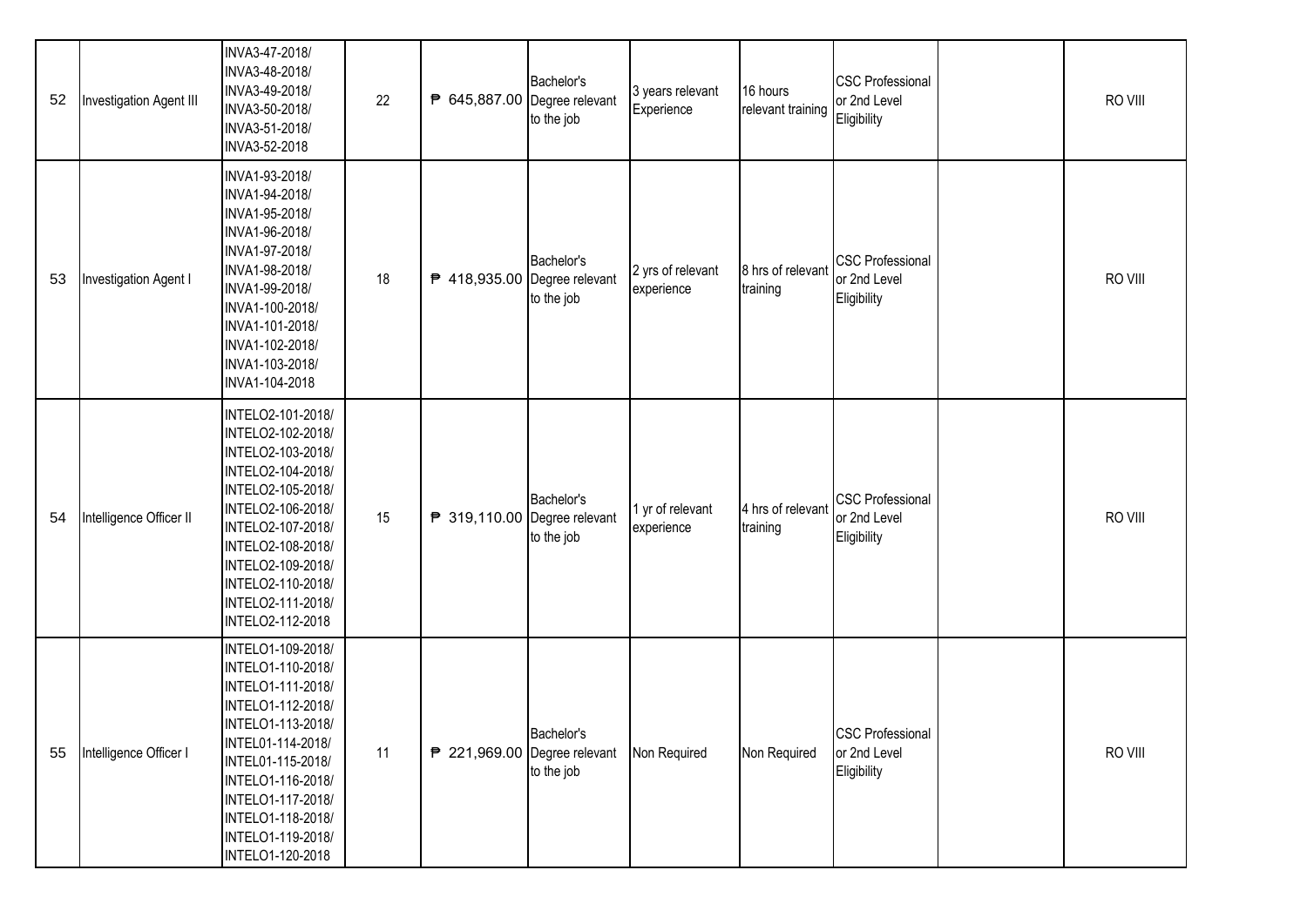| | | | | | | | | | | |
|---|---|---|---|---|---|---|---|---|---|---|
| 52 | Investigation Agent III | INVA3-47-2018/ INVA3-48-2018/ INVA3-49-2018/ INVA3-50-2018/ INVA3-51-2018/ INVA3-52-2018 | 22 | ₱ 645,887.00 | Bachelor's Degree relevant to the job | 3 years relevant Experience | 16 hours relevant training | CSC Professional or 2nd Level Eligibility | | RO VIII |
| 53 | Investigation Agent I | INVA1-93-2018/ INVA1-94-2018/ INVA1-95-2018/ INVA1-96-2018/ INVA1-97-2018/ INVA1-98-2018/ INVA1-99-2018/ INVA1-100-2018/ INVA1-101-2018/ INVA1-102-2018/ INVA1-103-2018/ INVA1-104-2018 | 18 | ₱ 418,935.00 | Bachelor's Degree relevant to the job | 2 yrs of relevant experience | 8 hrs of relevant training | CSC Professional or 2nd Level Eligibility | | RO VIII |
| 54 | Intelligence Officer II | INTELO2-101-2018/ INTELO2-102-2018/ INTELO2-103-2018/ INTELO2-104-2018/ INTELO2-105-2018/ INTELO2-106-2018/ INTELO2-107-2018/ INTELO2-108-2018/ INTELO2-109-2018/ INTELO2-110-2018/ INTELO2-111-2018/ INTELO2-112-2018 | 15 | ₱ 319,110.00 | Bachelor's Degree relevant to the job | 1 yr of relevant experience | 4 hrs of relevant training | CSC Professional or 2nd Level Eligibility | | RO VIII |
| 55 | Intelligence Officer I | INTELO1-109-2018/ INTELO1-110-2018/ INTELO1-111-2018/ INTELO1-112-2018/ INTELO1-113-2018/ INTEL01-114-2018/ INTEL01-115-2018/ INTELO1-116-2018/ INTELO1-117-2018/ INTELO1-118-2018/ INTELO1-119-2018/ INTELO1-120-2018 | 11 | ₱ 221,969.00 | Bachelor's Degree relevant to the job | Non Required | Non Required | CSC Professional or 2nd Level Eligibility | | RO VIII |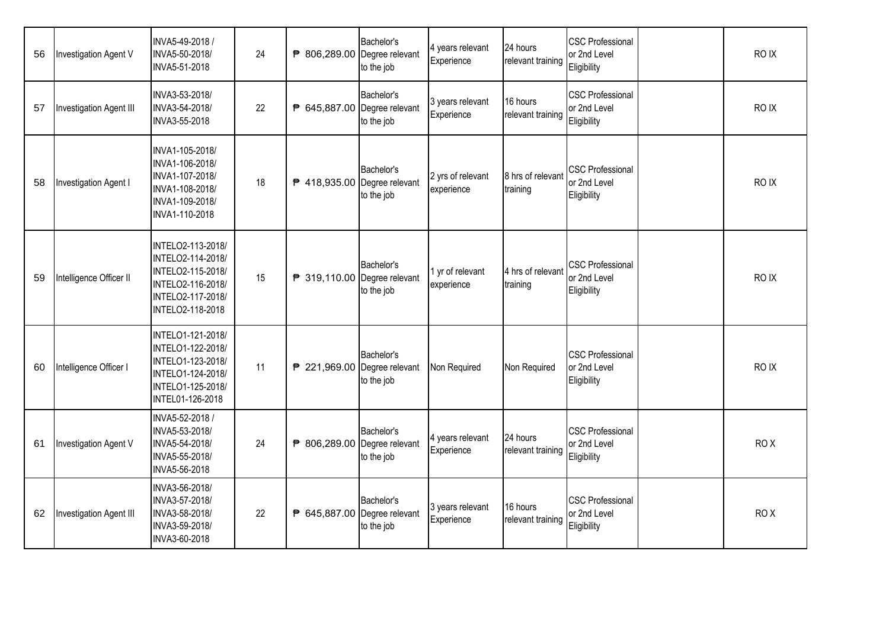| | | | | | | | | | | |
|---|---|---|---|---|---|---|---|---|---|---|
| 56 | Investigation Agent V | INVA5-49-2018 / INVA5-50-2018/ INVA5-51-2018 | 24 | ₱ 806,289.00 | Bachelor's Degree relevant to the job | 4 years relevant Experience | 24 hours relevant training | CSC Professional or 2nd Level Eligibility | | RO IX |
| 57 | Investigation Agent III | INVA3-53-2018/ INVA3-54-2018/ INVA3-55-2018 | 22 | ₱ 645,887.00 | Bachelor's Degree relevant to the job | 3 years relevant Experience | 16 hours relevant training | CSC Professional or 2nd Level Eligibility | | RO IX |
| 58 | Investigation Agent I | INVA1-105-2018/ INVA1-106-2018/ INVA1-107-2018/ INVA1-108-2018/ INVA1-109-2018/ INVA1-110-2018 | 18 | ₱ 418,935.00 | Bachelor's Degree relevant to the job | 2 yrs of relevant experience | 8 hrs of relevant training | CSC Professional or 2nd Level Eligibility | | RO IX |
| 59 | Intelligence Officer II | INTELO2-113-2018/ INTELO2-114-2018/ INTELO2-115-2018/ INTELO2-116-2018/ INTELO2-117-2018/ INTELO2-118-2018 | 15 | ₱ 319,110.00 | Bachelor's Degree relevant to the job | 1 yr of relevant experience | 4 hrs of relevant training | CSC Professional or 2nd Level Eligibility | | RO IX |
| 60 | Intelligence Officer I | INTELO1-121-2018/ INTELO1-122-2018/ INTELO1-123-2018/ INTELO1-124-2018/ INTELO1-125-2018/ INTEL01-126-2018 | 11 | ₱ 221,969.00 | Bachelor's Degree relevant to the job | Non Required | Non Required | CSC Professional or 2nd Level Eligibility | | RO IX |
| 61 | Investigation Agent V | INVA5-52-2018 / INVA5-53-2018/ INVA5-54-2018/ INVA5-55-2018/ INVA5-56-2018 | 24 | ₱ 806,289.00 | Bachelor's Degree relevant to the job | 4 years relevant Experience | 24 hours relevant training | CSC Professional or 2nd Level Eligibility | | RO X |
| 62 | Investigation Agent III | INVA3-56-2018/ INVA3-57-2018/ INVA3-58-2018/ INVA3-59-2018/ INVA3-60-2018 | 22 | ₱ 645,887.00 | Bachelor's Degree relevant to the job | 3 years relevant Experience | 16 hours relevant training | CSC Professional or 2nd Level Eligibility | | RO X |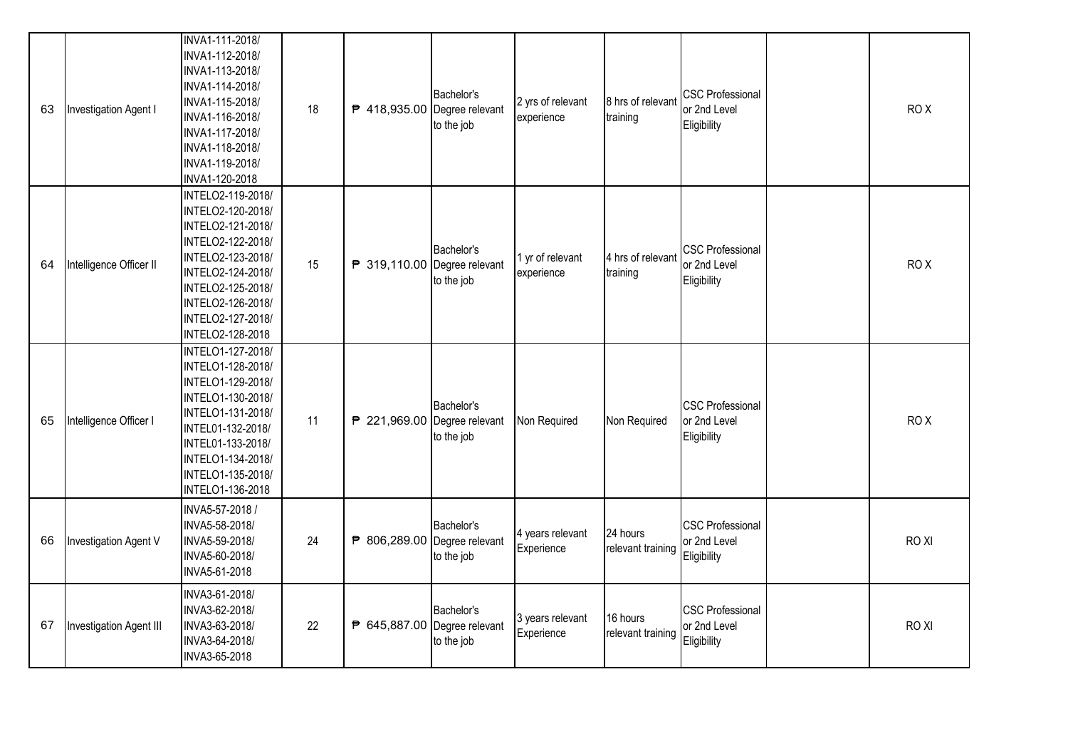| | | | | | | | | | | |
|---|---|---|---|---|---|---|---|---|---|---|
| 63 | Investigation Agent I | INVA1-111-2018/ INVA1-112-2018/ INVA1-113-2018/ INVA1-114-2018/ INVA1-115-2018/ INVA1-116-2018/ INVA1-117-2018/ INVA1-118-2018/ INVA1-119-2018/ INVA1-120-2018 | 18 | ₱ 418,935.00 | Bachelor's Degree relevant to the job | 2 yrs of relevant experience | 8 hrs of relevant training | CSC Professional or 2nd Level Eligibility | | RO X |
| 64 | Intelligence Officer II | INTELO2-119-2018/ INTELO2-120-2018/ INTELO2-121-2018/ INTELO2-122-2018/ INTELO2-123-2018/ INTELO2-124-2018/ INTELO2-125-2018/ INTELO2-126-2018/ INTELO2-127-2018/ INTELO2-128-2018 | 15 | ₱ 319,110.00 | Bachelor's Degree relevant to the job | 1 yr of relevant experience | 4 hrs of relevant training | CSC Professional or 2nd Level Eligibility | | RO X |
| 65 | Intelligence Officer I | INTELO1-127-2018/ INTELO1-128-2018/ INTELO1-129-2018/ INTELO1-130-2018/ INTELO1-131-2018/ INTEL01-132-2018/ INTEL01-133-2018/ INTELO1-134-2018/ INTELO1-135-2018/ INTELO1-136-2018 | 11 | ₱ 221,969.00 | Bachelor's Degree relevant to the job | Non Required | Non Required | CSC Professional or 2nd Level Eligibility | | RO X |
| 66 | Investigation Agent V | INVA5-57-2018 / INVA5-58-2018/ INVA5-59-2018/ INVA5-60-2018/ INVA5-61-2018 | 24 | ₱ 806,289.00 | Bachelor's Degree relevant to the job | 4 years relevant Experience | 24 hours relevant training | CSC Professional or 2nd Level Eligibility | | RO XI |
| 67 | Investigation Agent III | INVA3-61-2018/ INVA3-62-2018/ INVA3-63-2018/ INVA3-64-2018/ INVA3-65-2018 | 22 | ₱ 645,887.00 | Bachelor's Degree relevant to the job | 3 years relevant Experience | 16 hours relevant training | CSC Professional or 2nd Level Eligibility | | RO XI |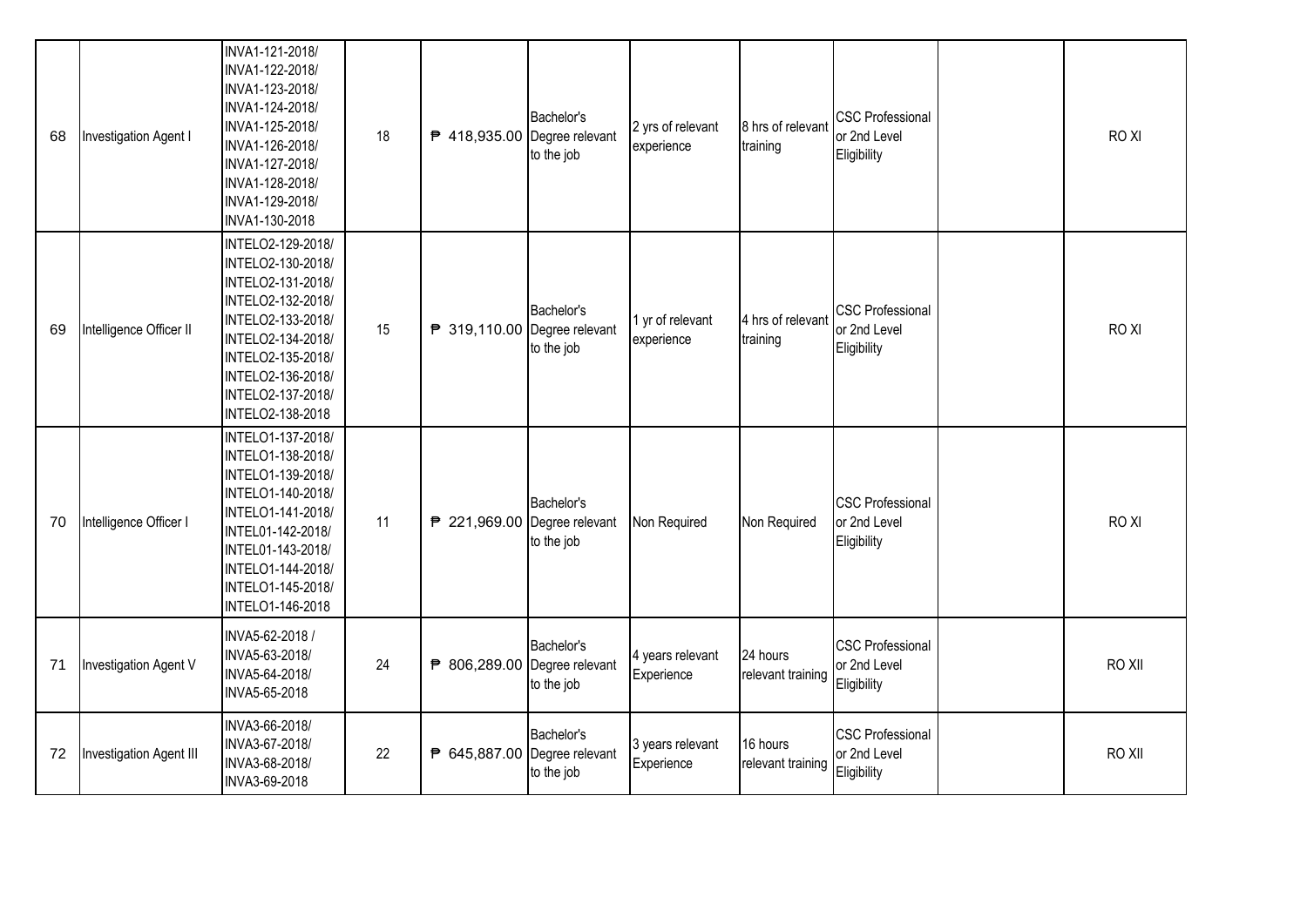| | | | | | | | | | | |
|---|---|---|---|---|---|---|---|---|---|---|
| 68 | Investigation Agent I | INVA1-121-2018/ INVA1-122-2018/ INVA1-123-2018/ INVA1-124-2018/ INVA1-125-2018/ INVA1-126-2018/ INVA1-127-2018/ INVA1-128-2018/ INVA1-129-2018/ INVA1-130-2018 | 18 | ₱ 418,935.00 | Bachelor's Degree relevant to the job | 2 yrs of relevant experience | 8 hrs of relevant training | CSC Professional or 2nd Level Eligibility | | RO XI |
| 69 | Intelligence Officer II | INTELO2-129-2018/ INTELO2-130-2018/ INTELO2-131-2018/ INTELO2-132-2018/ INTELO2-133-2018/ INTELO2-134-2018/ INTELO2-135-2018/ INTELO2-136-2018/ INTELO2-137-2018/ INTELO2-138-2018 | 15 | ₱ 319,110.00 | Bachelor's Degree relevant to the job | 1 yr of relevant experience | 4 hrs of relevant training | CSC Professional or 2nd Level Eligibility | | RO XI |
| 70 | Intelligence Officer I | INTELO1-137-2018/ INTELO1-138-2018/ INTELO1-139-2018/ INTELO1-140-2018/ INTELO1-141-2018/ INTEL01-142-2018/ INTEL01-143-2018/ INTELO1-144-2018/ INTELO1-145-2018/ INTELO1-146-2018 | 11 | ₱ 221,969.00 | Bachelor's Degree relevant to the job | Non Required | Non Required | CSC Professional or 2nd Level Eligibility | | RO XI |
| 71 | Investigation Agent V | INVA5-62-2018 / INVA5-63-2018/ INVA5-64-2018/ INVA5-65-2018 | 24 | ₱ 806,289.00 | Bachelor's Degree relevant to the job | 4 years relevant Experience | 24 hours relevant training | CSC Professional or 2nd Level Eligibility | | RO XII |
| 72 | Investigation Agent III | INVA3-66-2018/ INVA3-67-2018/ INVA3-68-2018/ INVA3-69-2018 | 22 | ₱ 645,887.00 | Bachelor's Degree relevant to the job | 3 years relevant Experience | 16 hours relevant training | CSC Professional or 2nd Level Eligibility | | RO XII |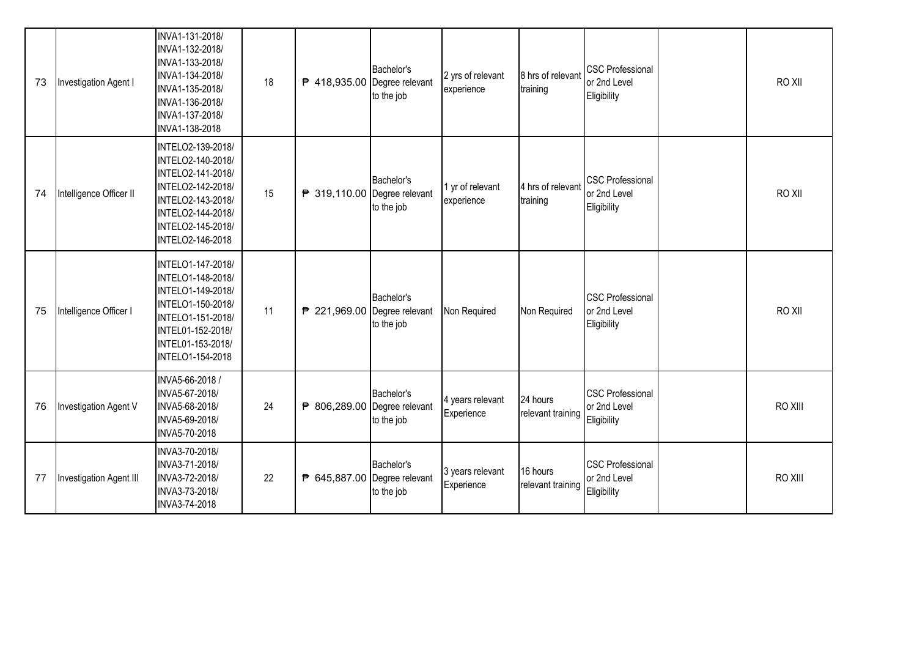| | | | | | | | | | | |
|---|---|---|---|---|---|---|---|---|---|---|
| 73 | Investigation Agent I | INVA1-131-2018/ INVA1-132-2018/ INVA1-133-2018/ INVA1-134-2018/ INVA1-135-2018/ INVA1-136-2018/ INVA1-137-2018/ INVA1-138-2018 | 18 | ₱ 418,935.00 | Bachelor's Degree relevant to the job | 2 yrs of relevant experience | 8 hrs of relevant training | CSC Professional or 2nd Level Eligibility | | RO XII |
| 74 | Intelligence Officer II | INTELO2-139-2018/ INTELO2-140-2018/ INTELO2-141-2018/ INTELO2-142-2018/ INTELO2-143-2018/ INTELO2-144-2018/ INTELO2-145-2018/ INTELO2-146-2018 | 15 | ₱ 319,110.00 | Bachelor's Degree relevant to the job | 1 yr of relevant experience | 4 hrs of relevant training | CSC Professional or 2nd Level Eligibility | | RO XII |
| 75 | Intelligence Officer I | INTELO1-147-2018/ INTELO1-148-2018/ INTELO1-149-2018/ INTELO1-150-2018/ INTELO1-151-2018/ INTEL01-152-2018/ INTEL01-153-2018/ INTELO1-154-2018 | 11 | ₱ 221,969.00 | Bachelor's Degree relevant to the job | Non Required | Non Required | CSC Professional or 2nd Level Eligibility | | RO XII |
| 76 | Investigation Agent V | INVA5-66-2018 / INVA5-67-2018/ INVA5-68-2018/ INVA5-69-2018/ INVA5-70-2018 | 24 | ₱ 806,289.00 | Bachelor's Degree relevant to the job | 4 years relevant Experience | 24 hours relevant training | CSC Professional or 2nd Level Eligibility | | RO XIII |
| 77 | Investigation Agent III | INVA3-70-2018/ INVA3-71-2018/ INVA3-72-2018/ INVA3-73-2018/ INVA3-74-2018 | 22 | ₱ 645,887.00 | Bachelor's Degree relevant to the job | 3 years relevant Experience | 16 hours relevant training | CSC Professional or 2nd Level Eligibility | | RO XIII |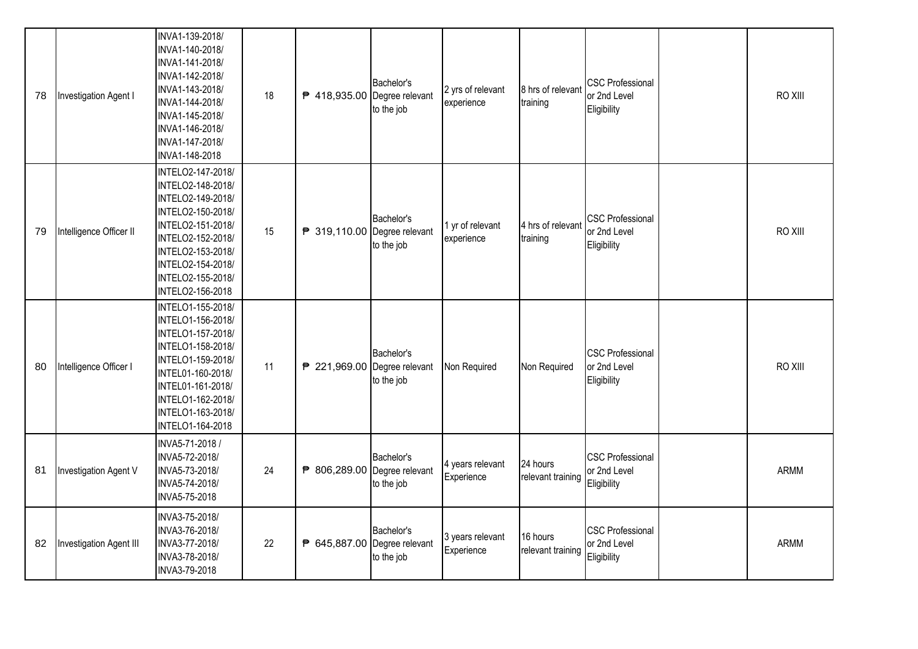| | | | | | | | | | | |
|---|---|---|---|---|---|---|---|---|---|---|
| 78 | Investigation Agent I | INVA1-139-2018/ INVA1-140-2018/ INVA1-141-2018/ INVA1-142-2018/ INVA1-143-2018/ INVA1-144-2018/ INVA1-145-2018/ INVA1-146-2018/ INVA1-147-2018/ INVA1-148-2018 | 18 | ₱ 418,935.00 | Bachelor's Degree relevant to the job | 2 yrs of relevant experience | 8 hrs of relevant training | CSC Professional or 2nd Level Eligibility | | RO XIII |
| 79 | Intelligence Officer II | INTELO2-147-2018/ INTELO2-148-2018/ INTELO2-149-2018/ INTELO2-150-2018/ INTELO2-151-2018/ INTELO2-152-2018/ INTELO2-153-2018/ INTELO2-154-2018/ INTELO2-155-2018/ INTELO2-156-2018 | 15 | ₱ 319,110.00 | Bachelor's Degree relevant to the job | 1 yr of relevant experience | 4 hrs of relevant training | CSC Professional or 2nd Level Eligibility | | RO XIII |
| 80 | Intelligence Officer I | INTELO1-155-2018/ INTELO1-156-2018/ INTELO1-157-2018/ INTELO1-158-2018/ INTELO1-159-2018/ INTEL01-160-2018/ INTEL01-161-2018/ INTELO1-162-2018/ INTELO1-163-2018/ INTELO1-164-2018 | 11 | ₱ 221,969.00 | Bachelor's Degree relevant to the job | Non Required | Non Required | CSC Professional or 2nd Level Eligibility | | RO XIII |
| 81 | Investigation Agent V | INVA5-71-2018 / INVA5-72-2018/ INVA5-73-2018/ INVA5-74-2018/ INVA5-75-2018 | 24 | ₱ 806,289.00 | Bachelor's Degree relevant to the job | 4 years relevant Experience | 24 hours relevant training | CSC Professional or 2nd Level Eligibility | | ARMM |
| 82 | Investigation Agent III | INVA3-75-2018/ INVA3-76-2018/ INVA3-77-2018/ INVA3-78-2018/ INVA3-79-2018 | 22 | ₱ 645,887.00 | Bachelor's Degree relevant to the job | 3 years relevant Experience | 16 hours relevant training | CSC Professional or 2nd Level Eligibility | | ARMM |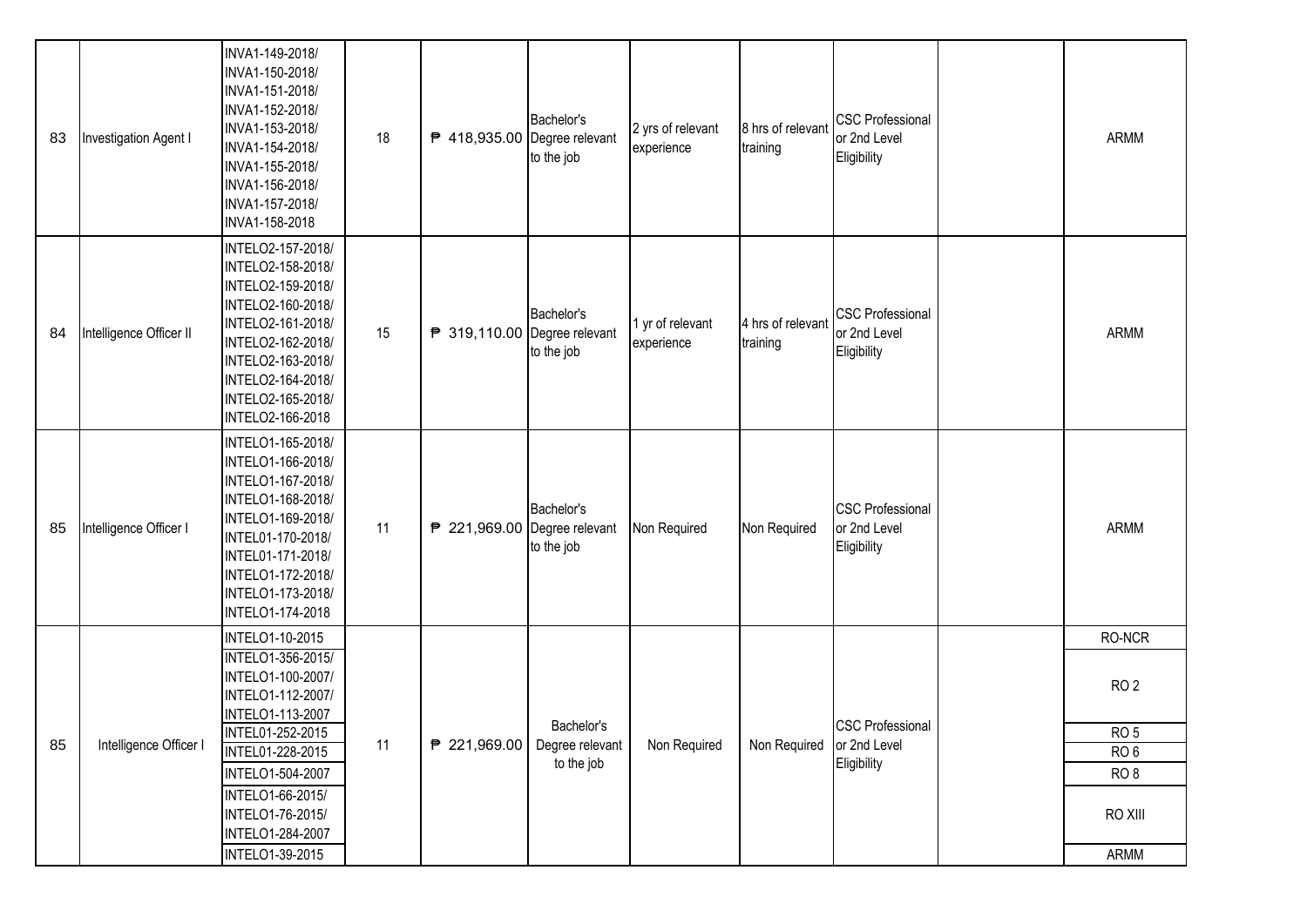| 83 | Investigation Agent I | INVA1-149-2018/ INVA1-150-2018/ INVA1-151-2018/ INVA1-152-2018/ INVA1-153-2018/ INVA1-154-2018/ INVA1-155-2018/ INVA1-156-2018/ INVA1-157-2018/ INVA1-158-2018 | 18 | ₱ 418,935.00 | Bachelor's Degree relevant to the job | 2 yrs of relevant experience | 8 hrs of relevant training | CSC Professional or 2nd Level Eligibility | | ARMM |
|---|---|---|---|---|---|---|---|---|---|---|
| 84 | Intelligence Officer II | INTELO2-157-2018/ INTELO2-158-2018/ INTELO2-159-2018/ INTELO2-160-2018/ INTELO2-161-2018/ INTELO2-162-2018/ INTELO2-163-2018/ INTELO2-164-2018/ INTELO2-165-2018/ INTELO2-166-2018 | 15 | ₱ 319,110.00 | Bachelor's Degree relevant to the job | 1 yr of relevant experience | 4 hrs of relevant training | CSC Professional or 2nd Level Eligibility | | ARMM |
| 85 | Intelligence Officer I | INTELO1-165-2018/ INTELO1-166-2018/ INTELO1-167-2018/ INTELO1-168-2018/ INTELO1-169-2018/ INTEL01-170-2018/ INTEL01-171-2018/ INTELO1-172-2018/ INTELO1-173-2018/ INTELO1-174-2018 | 11 | ₱ 221,969.00 | Bachelor's Degree relevant to the job | Non Required | Non Required | CSC Professional or 2nd Level Eligibility | | ARMM |
| 85 | Intelligence Officer I | INTELO1-10-2015 | 11 | ₱ 221,969.00 | Bachelor's Degree relevant to the job | Non Required | Non Required | CSC Professional or 2nd Level Eligibility | | RO-NCR |
| | | INTELO1-356-2015/ INTELO1-100-2007/ INTELO1-112-2007/ INTELO1-113-2007 | | | | | | | | RO 2 |
| | | INTEL01-252-2015 | | | | | | | | RO 5 |
| | | INTEL01-228-2015 | | | | | | | | RO 6 |
| | | INTELO1-504-2007 | | | | | | | | RO 8 |
| | | INTELO1-66-2015/ INTELO1-76-2015/ INTELO1-284-2007 | | | | | | | | RO XIII |
| | | INTELO1-39-2015 | | | | | | | | ARMM |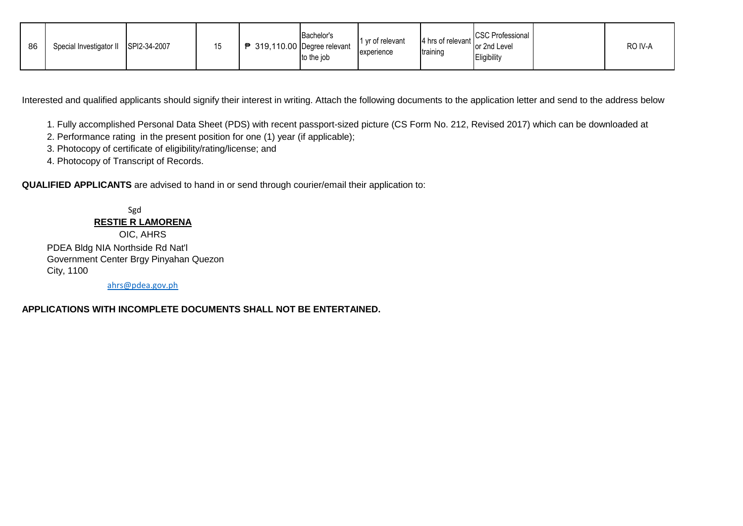| | | | | | | | | | | |
|---|---|---|---|---|---|---|---|---|---|---|
| 86 | Special Investigator II | SPI2-34-2007 | 15 | ₱ 319,110.00 | Bachelor's Degree relevant to the job | 1 yr of relevant experience | 4 hrs of relevant training | CSC Professional or 2nd Level Eligibility | | RO IV-A |

Interested and qualified applicants should signify their interest in writing. Attach the following documents to the application letter and send to the address below

1. Fully accomplished Personal Data Sheet (PDS) with recent passport-sized picture (CS Form No. 212, Revised 2017) which can be downloaded at
2. Performance rating in the present position for one (1) year (if applicable);
3. Photocopy of certificate of eligibility/rating/license; and
4. Photocopy of Transcript of Records.

**QUALIFIED APPLICANTS** are advised to hand in or send through courier/email their application to:

Sgd
**RESTIE R LAMORENA**
OIC, AHRS
PDEA Bldg NIA Northside Rd Nat'l Government Center Brgy Pinyahan Quezon City, 1100
ahrs@pdea.gov.ph

**APPLICATIONS WITH INCOMPLETE DOCUMENTS SHALL NOT BE ENTERTAINED.**